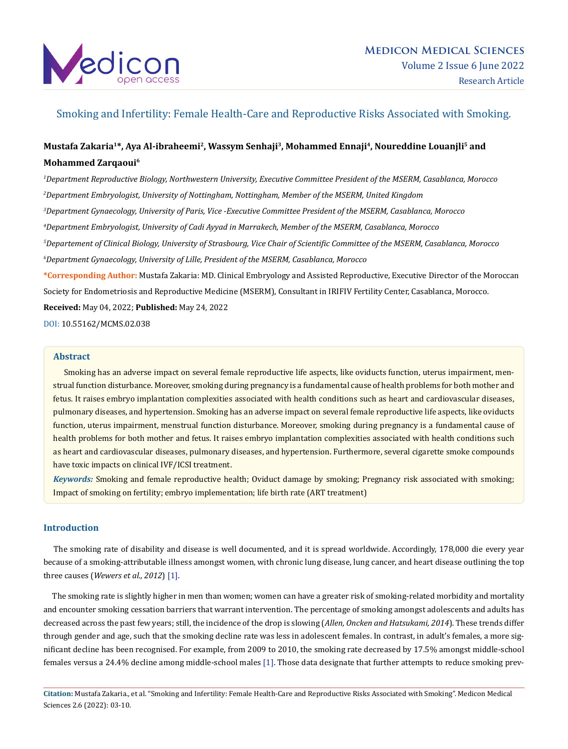# Smoking and Infertility: Female Health-Care and Reproductive Risks Associated with Smoking.

**Mustafa Zakaria[1]*, Aya Al-ibraheemi[2], Wassym Senhaji[3], Mohammed Ennaji[4], Noureddine Louanjli[5] and Mohammed Zarqaoui[6]**

[1]*Department Reproductive Biology, Northwestern University, Executive Committee President of the MSERM, Casablanca, Morocco*

[2]*Department Embryologist, University of Nottingham, Nottingham, Member of the MSERM, United Kingdom*

[3]*Department Gynaecology, University of Paris, Vice -Executive Committee President of the MSERM, Casablanca, Morocco*

[4]*Department Embryologist, University of Cadi Ayyad in Marrakech, Member of the MSERM, Casablanca, Morocco*

[5]*Departement of Clinical Biology, University of Strasbourg, Vice Chair of Scientific Committee of the MSERM, Casablanca, Morocco*

[6]*Department Gynaecology, University of Lille, President of the MSERM, Casablanca, Morocco*

**\*Corresponding Author:** Mustafa Zakaria: MD. Clinical Embryology and Assisted Reproductive, Executive Director of the Moroccan Society for Endometriosis and Reproductive Medicine (MSERM), Consultant in IRIFIV Fertility Center, Casablanca, Morocco.

**Received:** May 04, 2022; **Published:** May 24, 2022

DOI: 10.55162/MCMS.02.038

## Abstract

Smoking has an adverse impact on several female reproductive life aspects, like oviducts function, uterus impairment, menstrual function disturbance. Moreover, smoking during pregnancy is a fundamental cause of health problems for both mother and fetus. It raises embryo implantation complexities associated with health conditions such as heart and cardiovascular diseases, pulmonary diseases, and hypertension. Smoking has an adverse impact on several female reproductive life aspects, like oviducts function, uterus impairment, menstrual function disturbance. Moreover, smoking during pregnancy is a fundamental cause of health problems for both mother and fetus. It raises embryo implantation complexities associated with health conditions such as heart and cardiovascular diseases, pulmonary diseases, and hypertension. Furthermore, several cigarette smoke compounds have toxic impacts on clinical IVF/ICSI treatment.

***Keywords:*** Smoking and female reproductive health; Oviduct damage by smoking; Pregnancy risk associated with smoking; Impact of smoking on fertility; embryo implementation; life birth rate (ART treatment)

## Introduction

The smoking rate of disability and disease is well documented, and it is spread worldwide. Accordingly, 178,000 die every year because of a smoking-attributable illness amongst women, with chronic lung disease, lung cancer, and heart disease outlining the top three causes (*Wewers et al., 2012*) [1].

The smoking rate is slightly higher in men than women; women can have a greater risk of smoking-related morbidity and mortality and encounter smoking cessation barriers that warrant intervention. The percentage of smoking amongst adolescents and adults has decreased across the past few years; still, the incidence of the drop is slowing (*Allen, Oncken and Hatsukami, 2014*). These trends differ through gender and age, such that the smoking decline rate was less in adolescent females. In contrast, in adult's females, a more significant decline has been recognised. For example, from 2009 to 2010, the smoking rate decreased by 17.5% amongst middle-school females versus a 24.4% decline among middle-school males [1]. Those data designate that further attempts to reduce smoking prev-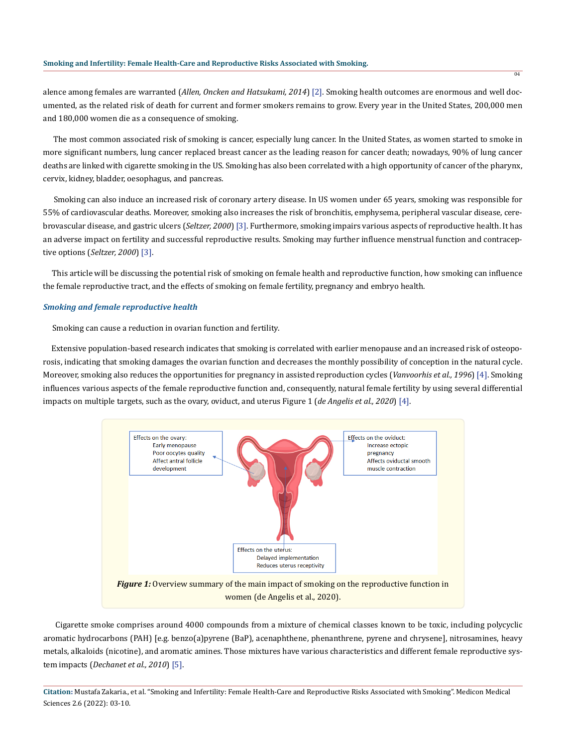alence among females are warranted (*Allen, Oncken and Hatsukami, 2014*) [2]. Smoking health outcomes are enormous and well documented, as the related risk of death for current and former smokers remains to grow. Every year in the United States, 200,000 men and 180,000 women die as a consequence of smoking.

The most common associated risk of smoking is cancer, especially lung cancer. In the United States, as women started to smoke in more significant numbers, lung cancer replaced breast cancer as the leading reason for cancer death; nowadays, 90% of lung cancer deaths are linked with cigarette smoking in the US. Smoking has also been correlated with a high opportunity of cancer of the pharynx, cervix, kidney, bladder, oesophagus, and pancreas.

Smoking can also induce an increased risk of coronary artery disease. In US women under 65 years, smoking was responsible for 55% of cardiovascular deaths. Moreover, smoking also increases the risk of bronchitis, emphysema, peripheral vascular disease, cerebrovascular disease, and gastric ulcers (*Seltzer, 2000*) [3]. Furthermore, smoking impairs various aspects of reproductive health. It has an adverse impact on fertility and successful reproductive results. Smoking may further influence menstrual function and contraceptive options (*Seltzer, 2000*) [3].

This article will be discussing the potential risk of smoking on female health and reproductive function, how smoking can influence the female reproductive tract, and the effects of smoking on female fertility, pregnancy and embryo health.

### *Smoking and female reproductive health*

Smoking can cause a reduction in ovarian function and fertility.

Extensive population-based research indicates that smoking is correlated with earlier menopause and an increased risk of osteoporosis, indicating that smoking damages the ovarian function and decreases the monthly possibility of conception in the natural cycle. Moreover, smoking also reduces the opportunities for pregnancy in assisted reproduction cycles (*Vanvoorhis et al., 1996*) [4]. Smoking influences various aspects of the female reproductive function and, consequently, natural female fertility by using several differential impacts on multiple targets, such as the ovary, oviduct, and uterus Figure 1 (*de Angelis et al., 2020*) [4].

***Figure 1:*** Overview summary of the main impact of smoking on the reproductive function in women (de Angelis et al., 2020).

Cigarette smoke comprises around 4000 compounds from a mixture of chemical classes known to be toxic, including polycyclic aromatic hydrocarbons (PAH) [e.g. benzo(a)pyrene (BaP), acenaphthene, phenanthrene, pyrene and chrysene], nitrosamines, heavy metals, alkaloids (nicotine), and aromatic amines. Those mixtures have various characteristics and different female reproductive system impacts (*Dechanet et al., 2010*) [5].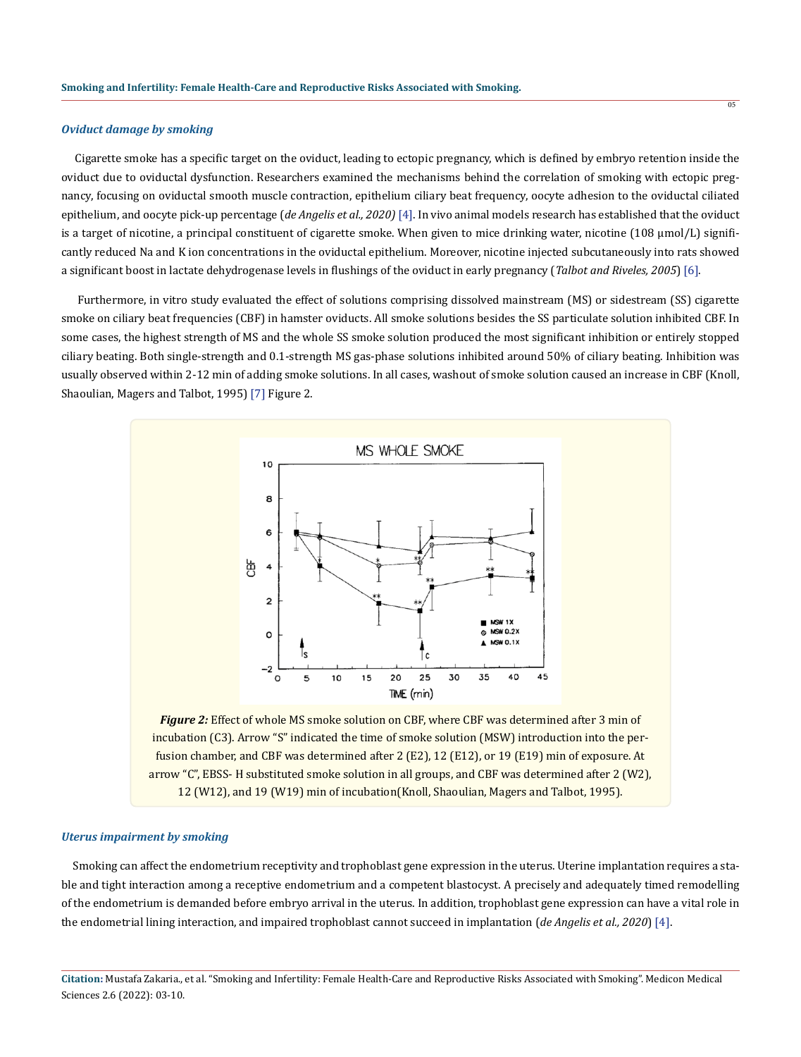### *Oviduct damage by smoking*

Cigarette smoke has a specific target on the oviduct, leading to ectopic pregnancy, which is defined by embryo retention inside the oviduct due to oviductal dysfunction. Researchers examined the mechanisms behind the correlation of smoking with ectopic pregnancy, focusing on oviductal smooth muscle contraction, epithelium ciliary beat frequency, oocyte adhesion to the oviductal ciliated epithelium, and oocyte pick-up percentage (*de Angelis et al., 2020)* [4]. In vivo animal models research has established that the oviduct is a target of nicotine, a principal constituent of cigarette smoke. When given to mice drinking water, nicotine (108 μmol/L) significantly reduced Na and K ion concentrations in the oviductal epithelium. Moreover, nicotine injected subcutaneously into rats showed a significant boost in lactate dehydrogenase levels in flushings of the oviduct in early pregnancy (*Talbot and Riveles, 2005*) [6].

Furthermore, in vitro study evaluated the effect of solutions comprising dissolved mainstream (MS) or sidestream (SS) cigarette smoke on ciliary beat frequencies (CBF) in hamster oviducts. All smoke solutions besides the SS particulate solution inhibited CBF. In some cases, the highest strength of MS and the whole SS smoke solution produced the most significant inhibition or entirely stopped ciliary beating. Both single-strength and 0.1-strength MS gas-phase solutions inhibited around 50% of ciliary beating. Inhibition was usually observed within 2-12 min of adding smoke solutions. In all cases, washout of smoke solution caused an increase in CBF (Knoll, Shaoulian, Magers and Talbot, 1995) [7] Figure 2.

***Figure 2:*** Effect of whole MS smoke solution on CBF, where CBF was determined after 3 min of incubation (C3). Arrow "S" indicated the time of smoke solution (MSW) introduction into the perfusion chamber, and CBF was determined after 2 (E2), 12 (E12), or 19 (E19) min of exposure. At arrow "C", EBSS- H substituted smoke solution in all groups, and CBF was determined after 2 (W2), 12 (W12), and 19 (W19) min of incubation(Knoll, Shaoulian, Magers and Talbot, 1995).

### *Uterus impairment by smoking*

Smoking can affect the endometrium receptivity and trophoblast gene expression in the uterus. Uterine implantation requires a stable and tight interaction among a receptive endometrium and a competent blastocyst. A precisely and adequately timed remodelling of the endometrium is demanded before embryo arrival in the uterus. In addition, trophoblast gene expression can have a vital role in the endometrial lining interaction, and impaired trophoblast cannot succeed in implantation (*de Angelis et al., 2020*) [4].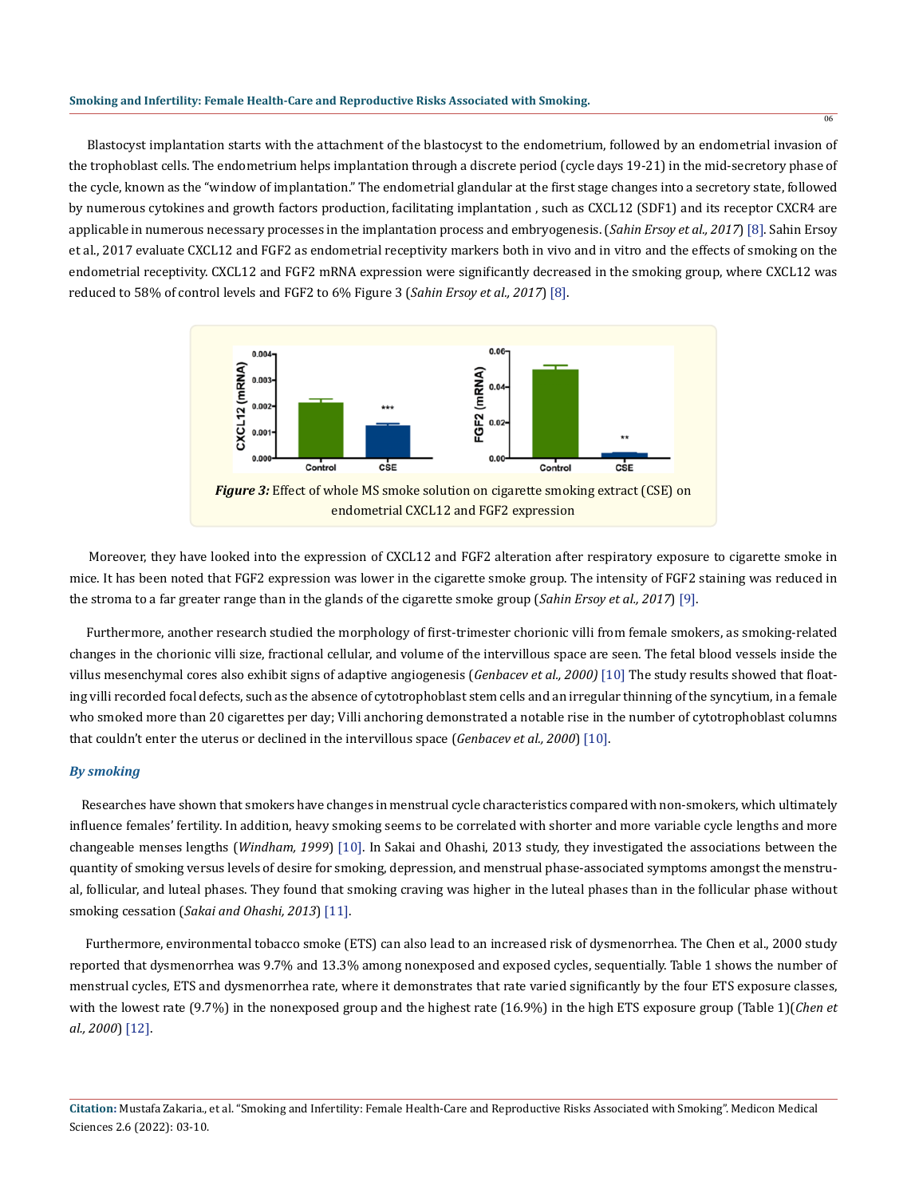Blastocyst implantation starts with the attachment of the blastocyst to the endometrium, followed by an endometrial invasion of the trophoblast cells. The endometrium helps implantation through a discrete period (cycle days 19-21) in the mid-secretory phase of the cycle, known as the "window of implantation." The endometrial glandular at the first stage changes into a secretory state, followed by numerous cytokines and growth factors production, facilitating implantation , such as CXCL12 (SDF1) and its receptor CXCR4 are applicable in numerous necessary processes in the implantation process and embryogenesis. (*Sahin Ersoy et al., 2017*) [8]. Sahin Ersoy et al., 2017 evaluate CXCL12 and FGF2 as endometrial receptivity markers both in vivo and in vitro and the effects of smoking on the endometrial receptivity. CXCL12 and FGF2 mRNA expression were significantly decreased in the smoking group, where CXCL12 was reduced to 58% of control levels and FGF2 to 6% Figure 3 (*Sahin Ersoy et al., 2017*) [8].

***Figure 3:*** Effect of whole MS smoke solution on cigarette smoking extract (CSE) on endometrial CXCL12 and FGF2 expression

Moreover, they have looked into the expression of CXCL12 and FGF2 alteration after respiratory exposure to cigarette smoke in mice. It has been noted that FGF2 expression was lower in the cigarette smoke group. The intensity of FGF2 staining was reduced in the stroma to a far greater range than in the glands of the cigarette smoke group (*Sahin Ersoy et al., 2017*) [9].

Furthermore, another research studied the morphology of first-trimester chorionic villi from female smokers, as smoking-related changes in the chorionic villi size, fractional cellular, and volume of the intervillous space are seen. The fetal blood vessels inside the villus mesenchymal cores also exhibit signs of adaptive angiogenesis (*Genbacev et al., 2000)* [10] The study results showed that floating villi recorded focal defects, such as the absence of cytotrophoblast stem cells and an irregular thinning of the syncytium, in a female who smoked more than 20 cigarettes per day; Villi anchoring demonstrated a notable rise in the number of cytotrophoblast columns that couldn't enter the uterus or declined in the intervillous space (*Genbacev et al., 2000*) [10].

### *By smoking*

Researches have shown that smokers have changes in menstrual cycle characteristics compared with non-smokers, which ultimately influence females' fertility. In addition, heavy smoking seems to be correlated with shorter and more variable cycle lengths and more changeable menses lengths (*Windham, 1999*) [10]. In Sakai and Ohashi, 2013 study, they investigated the associations between the quantity of smoking versus levels of desire for smoking, depression, and menstrual phase-associated symptoms amongst the menstrual, follicular, and luteal phases. They found that smoking craving was higher in the luteal phases than in the follicular phase without smoking cessation (*Sakai and Ohashi, 2013*) [11].

Furthermore, environmental tobacco smoke (ETS) can also lead to an increased risk of dysmenorrhea. The Chen et al., 2000 study reported that dysmenorrhea was 9.7% and 13.3% among nonexposed and exposed cycles, sequentially. Table 1 shows the number of menstrual cycles, ETS and dysmenorrhea rate, where it demonstrates that rate varied significantly by the four ETS exposure classes, with the lowest rate (9.7%) in the nonexposed group and the highest rate (16.9%) in the high ETS exposure group (Table 1)(*Chen et al., 2000*) [12].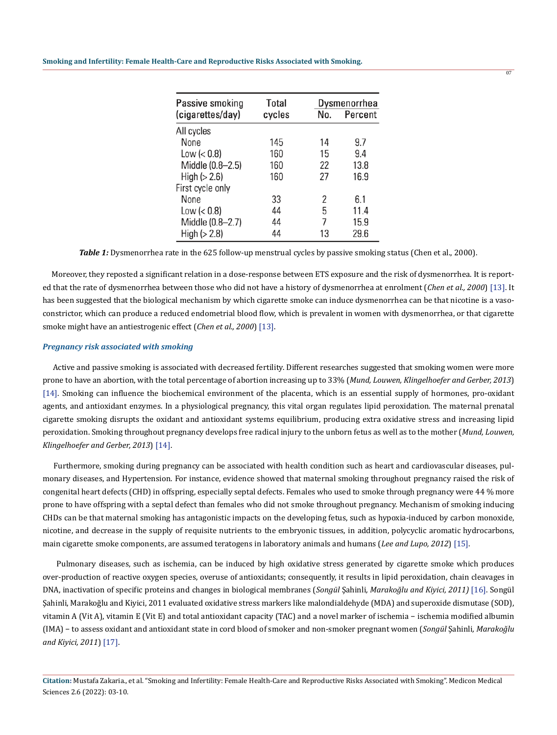| Passive smoking (cigarettes/day) | Total cycles | Dysmenorrhea | |
|---|---|---|---|
| | | No. | Percent |
| All cycles | | | |
| None | 145 | 14 | 9.7 |
| Low (< 0.8) | 160 | 15 | 9.4 |
| Middle (0.8–2.5) | 160 | 22 | 13.8 |
| High (> 2.6) | 160 | 27 | 16.9 |
| First cycle only | | | |
| None | 33 | 2 | 6.1 |
| Low (< 0.8) | 44 | 5 | 11.4 |
| Middle (0.8–2.7) | 44 | 7 | 15.9 |
| High (> 2.8) | 44 | 13 | 29.6 |

***Table 1:*** Dysmenorrhea rate in the 625 follow-up menstrual cycles by passive smoking status (Chen et al., 2000).

Moreover, they reposted a significant relation in a dose-response between ETS exposure and the risk of dysmenorrhea. It is reported that the rate of dysmenorrhea between those who did not have a history of dysmenorrhea at enrolment (*Chen et al., 2000*) [13]. It has been suggested that the biological mechanism by which cigarette smoke can induce dysmenorrhea can be that nicotine is a vasoconstrictor, which can produce a reduced endometrial blood flow, which is prevalent in women with dysmenorrhea, or that cigarette smoke might have an antiestrogenic effect (*Chen et al., 2000*) [13].

### *Pregnancy risk associated with smoking*

Active and passive smoking is associated with decreased fertility. Different researches suggested that smoking women were more prone to have an abortion, with the total percentage of abortion increasing up to 33% (*Mund, Louwen, Klingelhoefer and Gerber, 2013*) [14]. Smoking can influence the biochemical environment of the placenta, which is an essential supply of hormones, pro-oxidant agents, and antioxidant enzymes. In a physiological pregnancy, this vital organ regulates lipid peroxidation. The maternal prenatal cigarette smoking disrupts the oxidant and antioxidant systems equilibrium, producing extra oxidative stress and increasing lipid peroxidation. Smoking throughout pregnancy develops free radical injury to the unborn fetus as well as to the mother (*Mund, Louwen, Klingelhoefer and Gerber, 2013*) [14].

Furthermore, smoking during pregnancy can be associated with health condition such as heart and cardiovascular diseases, pulmonary diseases, and Hypertension. For instance, evidence showed that maternal smoking throughout pregnancy raised the risk of congenital heart defects (CHD) in offspring, especially septal defects. Females who used to smoke through pregnancy were 44 % more prone to have offspring with a septal defect than females who did not smoke throughout pregnancy. Mechanism of smoking inducing CHDs can be that maternal smoking has antagonistic impacts on the developing fetus, such as hypoxia-induced by carbon monoxide, nicotine, and decrease in the supply of requisite nutrients to the embryonic tissues, in addition, polycyclic aromatic hydrocarbons, main cigarette smoke components, are assumed teratogens in laboratory animals and humans (*Lee and Lupo, 2012*) [15].

Pulmonary diseases, such as ischemia, can be induced by high oxidative stress generated by cigarette smoke which produces over-production of reactive oxygen species, overuse of antioxidants; consequently, it results in lipid peroxidation, chain cleavages in DNA, inactivation of specific proteins and changes in biological membranes (*Songül Şahinli, Marakoğlu and Kiyici, 2011)* [16]. Songül Şahinli, Marakoğlu and Kiyici, 2011 evaluated oxidative stress markers like malondialdehyde (MDA) and superoxide dismutase (SOD), vitamin A (Vit A), vitamin E (Vit E) and total antioxidant capacity (TAC) and a novel marker of ischemia − ischemia modified albumin (IMA) − to assess oxidant and antioxidant state in cord blood of smoker and non-smoker pregnant women (*Songül Şahinli, Marakoğlu and Kiyici, 2011*) [17].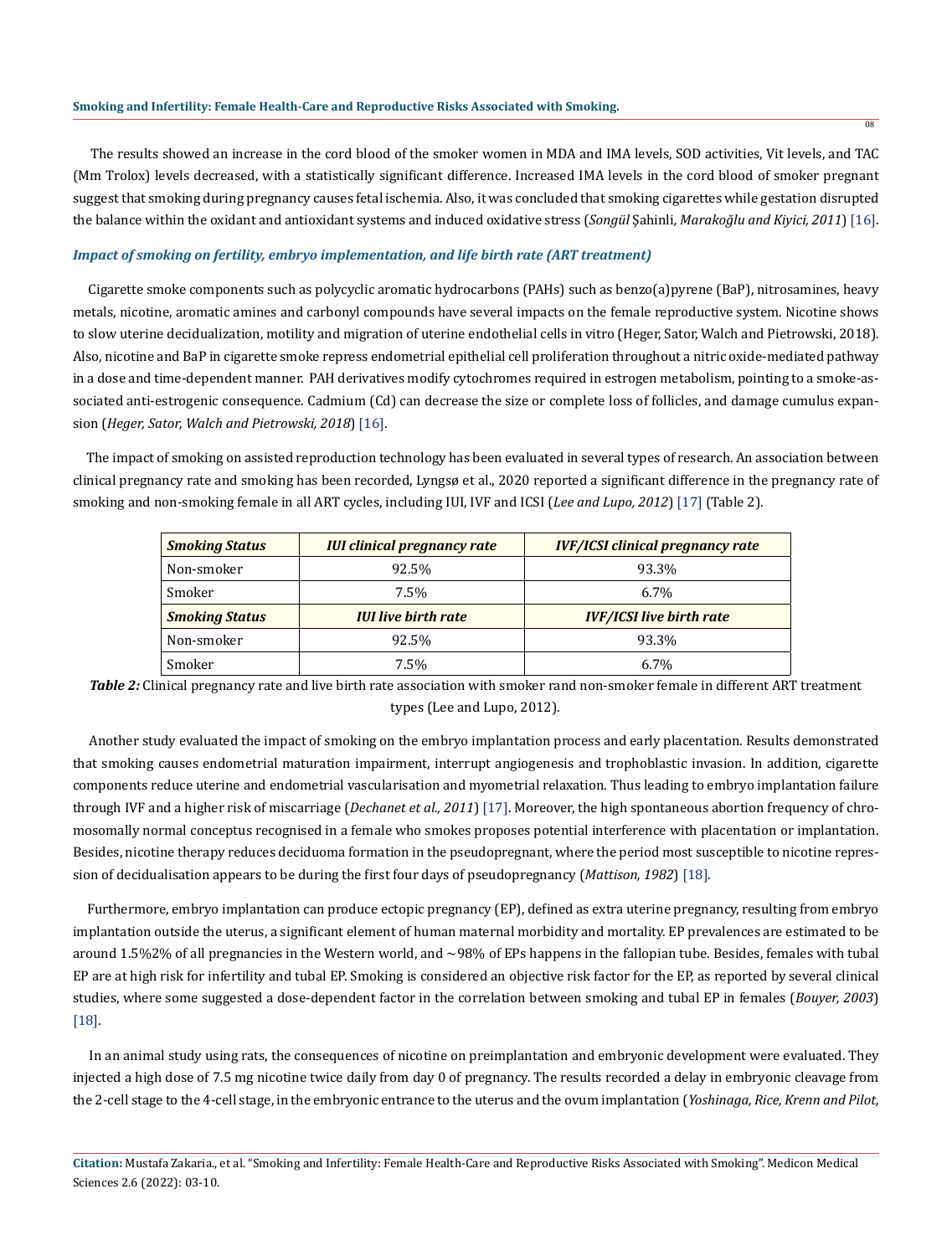The results showed an increase in the cord blood of the smoker women in MDA and IMA levels, SOD activities, Vit levels, and TAC (Mm Trolox) levels decreased, with a statistically significant difference. Increased IMA levels in the cord blood of smoker pregnant suggest that smoking during pregnancy causes fetal ischemia. Also, it was concluded that smoking cigarettes while gestation disrupted the balance within the oxidant and antioxidant systems and induced oxidative stress (*Songül Şahinli, Marakoğlu and Kiyici, 2011*) [16].

### *Impact of smoking on fertility, embryo implementation, and life birth rate (ART treatment)*

Cigarette smoke components such as polycyclic aromatic hydrocarbons (PAHs) such as benzo(a)pyrene (BaP), nitrosamines, heavy metals, nicotine, aromatic amines and carbonyl compounds have several impacts on the female reproductive system. Nicotine shows to slow uterine decidualization, motility and migration of uterine endothelial cells in vitro (Heger, Sator, Walch and Pietrowski, 2018). Also, nicotine and BaP in cigarette smoke repress endometrial epithelial cell proliferation throughout a nitric oxide-mediated pathway in a dose and time-dependent manner. PAH derivatives modify cytochromes required in estrogen metabolism, pointing to a smoke-associated anti-estrogenic consequence. Cadmium (Cd) can decrease the size or complete loss of follicles, and damage cumulus expansion (*Heger, Sator, Walch and Pietrowski, 2018*) [16].

The impact of smoking on assisted reproduction technology has been evaluated in several types of research. An association between clinical pregnancy rate and smoking has been recorded, Lyngsø et al., 2020 reported a significant difference in the pregnancy rate of smoking and non-smoking female in all ART cycles, including IUI, IVF and ICSI (*Lee and Lupo, 2012*) [17] (Table 2).

| ***Smoking Status*** | ***IUI clinical pregnancy rate*** | ***IVF/ICSI clinical pregnancy rate*** |
|---|---|---|
| Non-smoker | 92.5% | 93.3% |
| Smoker | 7.5% | 6.7% |
| ***Smoking Status*** | ***IUI live birth rate*** | ***IVF/ICSI live birth rate*** |
| Non-smoker | 92.5% | 93.3% |
| Smoker | 7.5% | 6.7% |

***Table 2:*** Clinical pregnancy rate and live birth rate association with smoker rand non-smoker female in different ART treatment types (Lee and Lupo, 2012).

Another study evaluated the impact of smoking on the embryo implantation process and early placentation. Results demonstrated that smoking causes endometrial maturation impairment, interrupt angiogenesis and trophoblastic invasion. In addition, cigarette components reduce uterine and endometrial vascularisation and myometrial relaxation. Thus leading to embryo implantation failure through IVF and a higher risk of miscarriage (*Dechanet et al., 2011*) [17]. Moreover, the high spontaneous abortion frequency of chromosomally normal conceptus recognised in a female who smokes proposes potential interference with placentation or implantation. Besides, nicotine therapy reduces deciduoma formation in the pseudopregnant, where the period most susceptible to nicotine repression of decidualisation appears to be during the first four days of pseudopregnancy (*Mattison, 1982*) [18].

Furthermore, embryo implantation can produce ectopic pregnancy (EP), defined as extra uterine pregnancy, resulting from embryo implantation outside the uterus, a significant element of human maternal morbidity and mortality. EP prevalences are estimated to be around 1.5%2% of all pregnancies in the Western world, and ~98% of EPs happens in the fallopian tube. Besides, females with tubal EP are at high risk for infertility and tubal EP. Smoking is considered an objective risk factor for the EP, as reported by several clinical studies, where some suggested a dose-dependent factor in the correlation between smoking and tubal EP in females (*Bouyer, 2003*) [18].

In an animal study using rats, the consequences of nicotine on preimplantation and embryonic development were evaluated. They injected a high dose of 7.5 mg nicotine twice daily from day 0 of pregnancy. The results recorded a delay in embryonic cleavage from the 2-cell stage to the 4-cell stage, in the embryonic entrance to the uterus and the ovum implantation (*Yoshinaga, Rice, Krenn and Pilot,*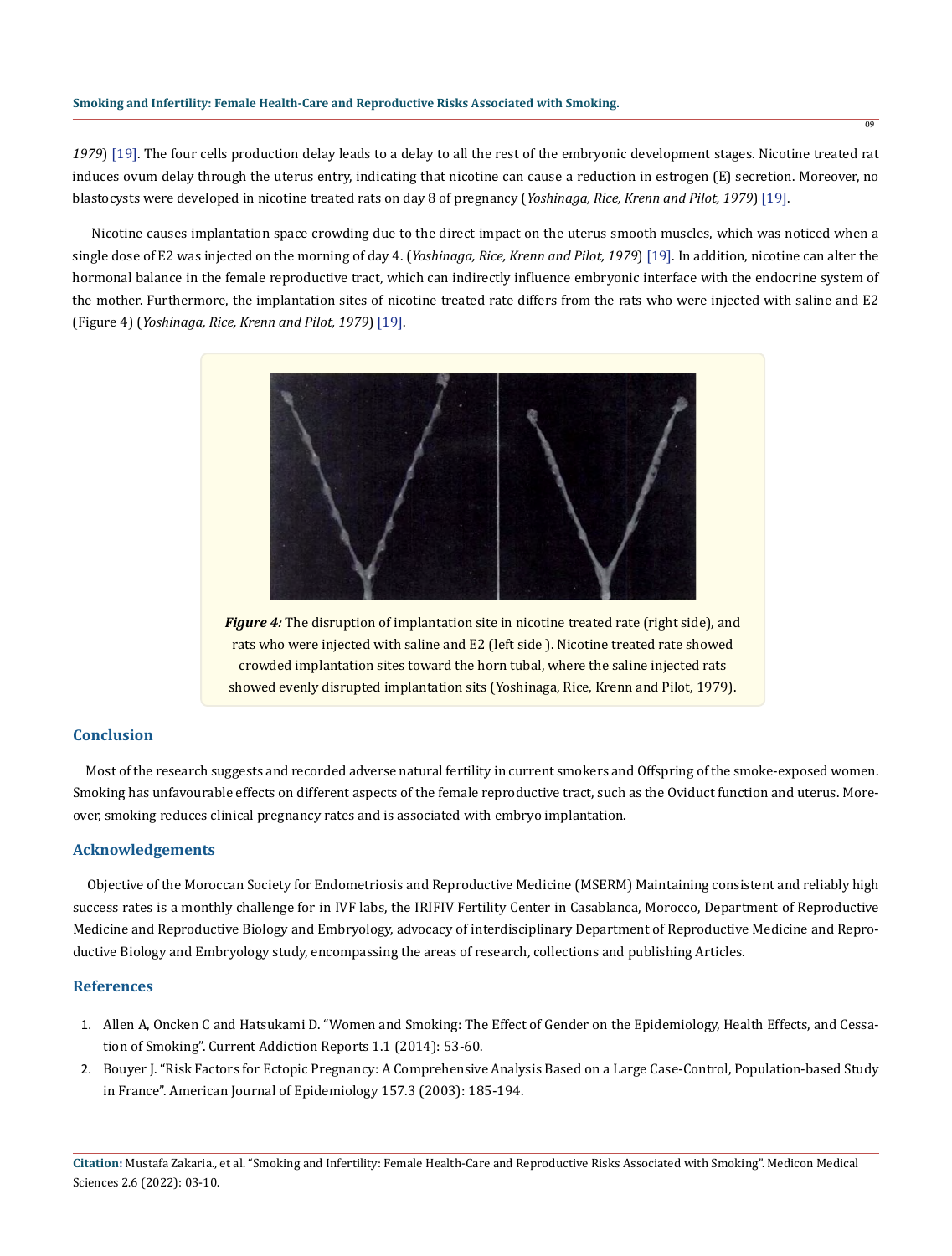*1979*) [19]. The four cells production delay leads to a delay to all the rest of the embryonic development stages. Nicotine treated rat induces ovum delay through the uterus entry, indicating that nicotine can cause a reduction in estrogen (E) secretion. Moreover, no blastocysts were developed in nicotine treated rats on day 8 of pregnancy (*Yoshinaga, Rice, Krenn and Pilot, 1979*) [19].

Nicotine causes implantation space crowding due to the direct impact on the uterus smooth muscles, which was noticed when a single dose of E2 was injected on the morning of day 4. (*Yoshinaga, Rice, Krenn and Pilot, 1979*) [19]. In addition, nicotine can alter the hormonal balance in the female reproductive tract, which can indirectly influence embryonic interface with the endocrine system of the mother. Furthermore, the implantation sites of nicotine treated rate differs from the rats who were injected with saline and E2 (Figure 4) (*Yoshinaga, Rice, Krenn and Pilot, 1979*) [19].

***Figure 4:*** The disruption of implantation site in nicotine treated rate (right side), and rats who were injected with saline and E2 (left side ). Nicotine treated rate showed crowded implantation sites toward the horn tubal, where the saline injected rats showed evenly disrupted implantation sits (Yoshinaga, Rice, Krenn and Pilot, 1979).

## Conclusion

Most of the research suggests and recorded adverse natural fertility in current smokers and Offspring of the smoke-exposed women. Smoking has unfavourable effects on different aspects of the female reproductive tract, such as the Oviduct function and uterus. Moreover, smoking reduces clinical pregnancy rates and is associated with embryo implantation.

## Acknowledgements

Objective of the Moroccan Society for Endometriosis and Reproductive Medicine (MSERM) Maintaining consistent and reliably high success rates is a monthly challenge for in IVF labs, the IRIFIV Fertility Center in Casablanca, Morocco, Department of Reproductive Medicine and Reproductive Biology and Embryology, advocacy of interdisciplinary Department of Reproductive Medicine and Reproductive Biology and Embryology study, encompassing the areas of research, collections and publishing Articles.

## References

1. Allen A, Oncken C and Hatsukami D. "Women and Smoking: The Effect of Gender on the Epidemiology, Health Effects, and Cessation of Smoking". Current Addiction Reports 1.1 (2014): 53-60.
2. Bouyer J. "Risk Factors for Ectopic Pregnancy: A Comprehensive Analysis Based on a Large Case-Control, Population-based Study in France". American Journal of Epidemiology 157.3 (2003): 185-194.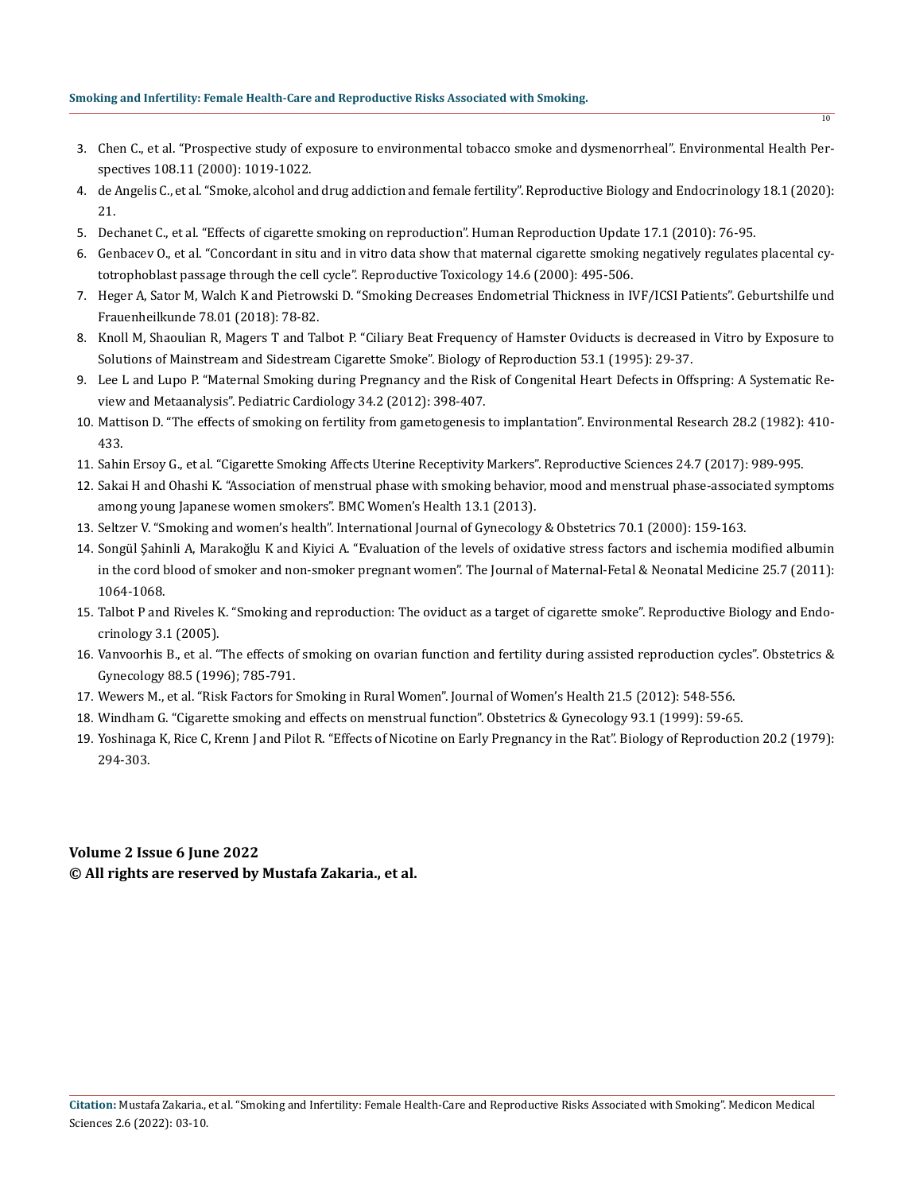3. Chen C., et al. "Prospective study of exposure to environmental tobacco smoke and dysmenorrheal". Environmental Health Perspectives 108.11 (2000): 1019-1022.
4. de Angelis C., et al. "Smoke, alcohol and drug addiction and female fertility". Reproductive Biology and Endocrinology 18.1 (2020): 21.
5. Dechanet C., et al. "Effects of cigarette smoking on reproduction". Human Reproduction Update 17.1 (2010): 76-95.
6. Genbacev O., et al. "Concordant in situ and in vitro data show that maternal cigarette smoking negatively regulates placental cytotrophoblast passage through the cell cycle". Reproductive Toxicology 14.6 (2000): 495-506.
7. Heger A, Sator M, Walch K and Pietrowski D. "Smoking Decreases Endometrial Thickness in IVF/ICSI Patients". Geburtshilfe und Frauenheilkunde 78.01 (2018): 78-82.
8. Knoll M, Shaoulian R, Magers T and Talbot P. "Ciliary Beat Frequency of Hamster Oviducts is decreased in Vitro by Exposure to Solutions of Mainstream and Sidestream Cigarette Smoke". Biology of Reproduction 53.1 (1995): 29-37.
9. Lee L and Lupo P. "Maternal Smoking during Pregnancy and the Risk of Congenital Heart Defects in Offspring: A Systematic Review and Metaanalysis". Pediatric Cardiology 34.2 (2012): 398-407.
10. Mattison D. "The effects of smoking on fertility from gametogenesis to implantation". Environmental Research 28.2 (1982): 410-433.
11. Sahin Ersoy G., et al. "Cigarette Smoking Affects Uterine Receptivity Markers". Reproductive Sciences 24.7 (2017): 989-995.
12. Sakai H and Ohashi K. "Association of menstrual phase with smoking behavior, mood and menstrual phase-associated symptoms among young Japanese women smokers". BMC Women's Health 13.1 (2013).
13. Seltzer V. "Smoking and women's health". International Journal of Gynecology & Obstetrics 70.1 (2000): 159-163.
14. Songül Şahinli A, Marakoğlu K and Kiyici A. "Evaluation of the levels of oxidative stress factors and ischemia modified albumin in the cord blood of smoker and non-smoker pregnant women". The Journal of Maternal-Fetal & Neonatal Medicine 25.7 (2011): 1064-1068.
15. Talbot P and Riveles K. "Smoking and reproduction: The oviduct as a target of cigarette smoke". Reproductive Biology and Endocrinology 3.1 (2005).
16. Vanvoorhis B., et al. "The effects of smoking on ovarian function and fertility during assisted reproduction cycles". Obstetrics & Gynecology 88.5 (1996); 785-791.
17. Wewers M., et al. "Risk Factors for Smoking in Rural Women". Journal of Women's Health 21.5 (2012): 548-556.
18. Windham G. "Cigarette smoking and effects on menstrual function". Obstetrics & Gynecology 93.1 (1999): 59-65.
19. Yoshinaga K, Rice C, Krenn J and Pilot R. "Effects of Nicotine on Early Pregnancy in the Rat". Biology of Reproduction 20.2 (1979): 294-303.

**Volume 2 Issue 6 June 2022**
**© All rights are reserved by Mustafa Zakaria., et al.**